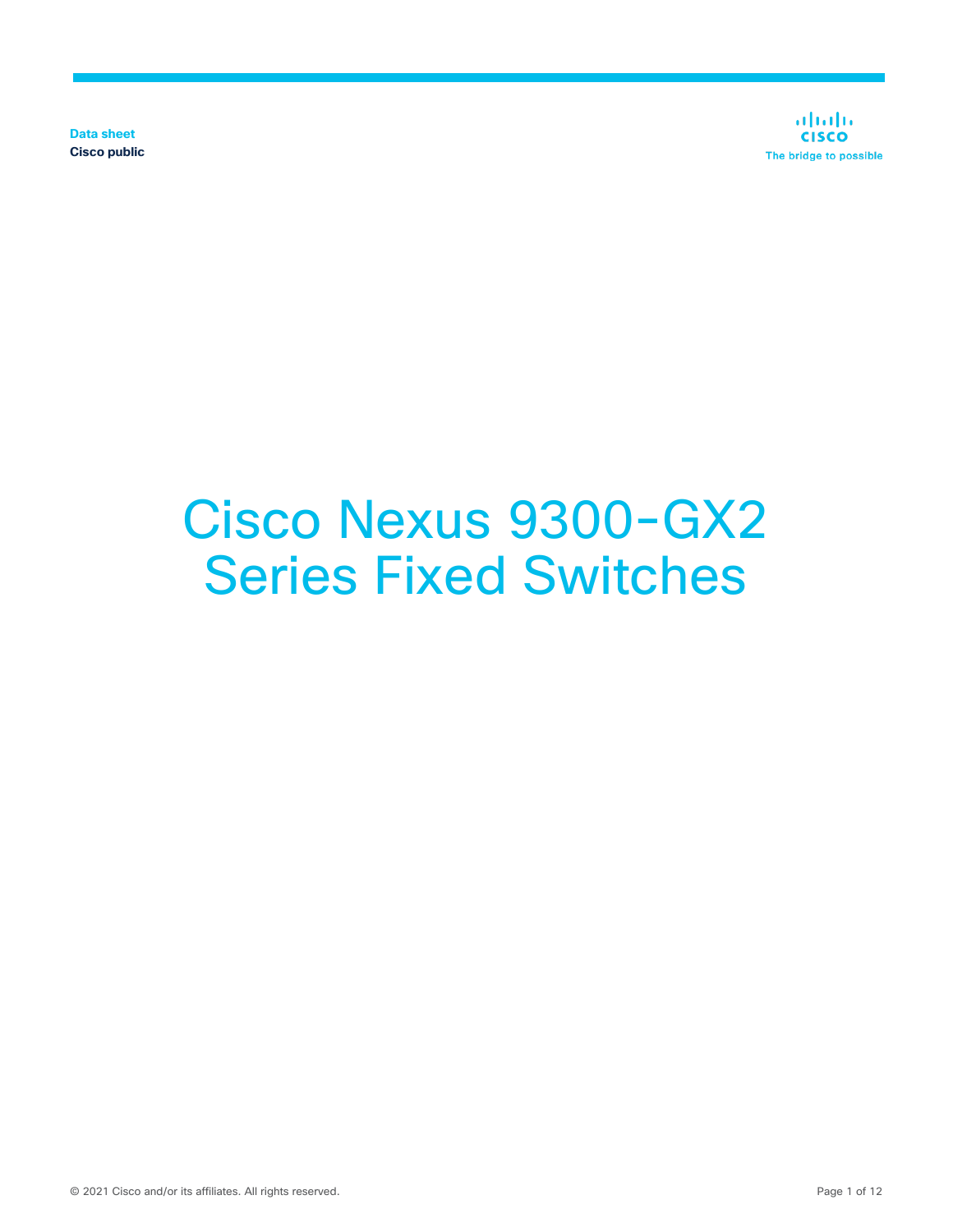Data sheet
Cisco public

# Cisco Nexus 9300-GX2 Series Fixed Switches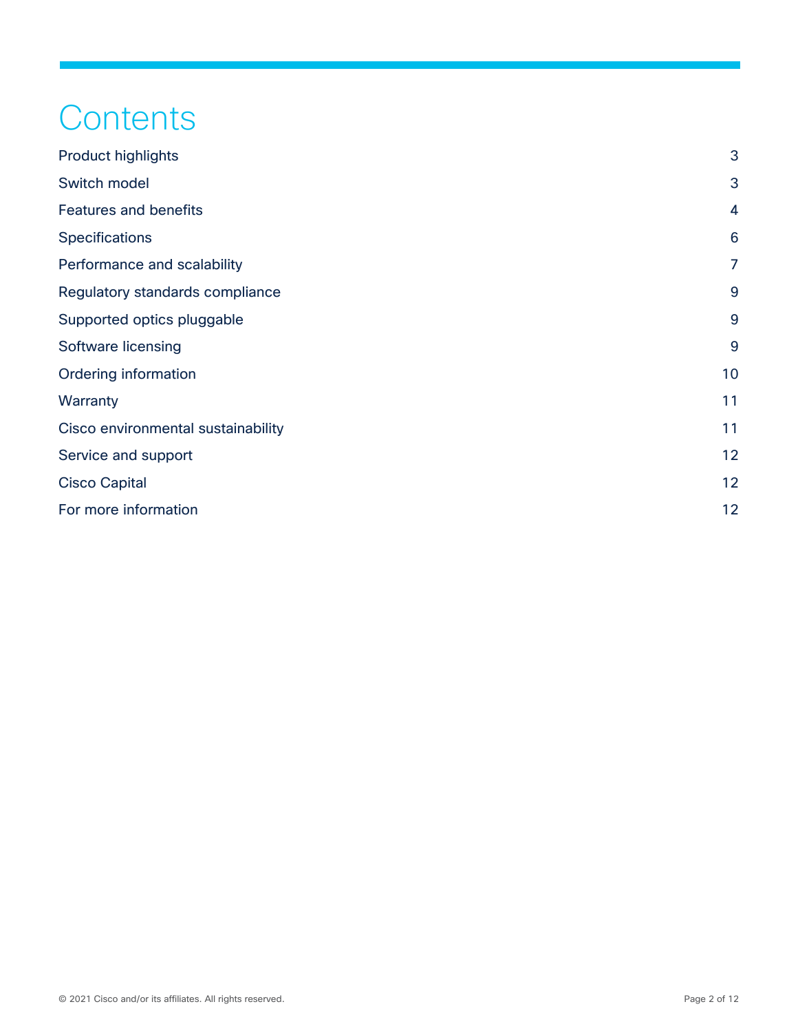# Contents

| | |
|---|---|
| Product highlights | 3 |
| Switch model | 3 |
| Features and benefits | 4 |
| Specifications | 6 |
| Performance and scalability | 7 |
| Regulatory standards compliance | 9 |
| Supported optics pluggable | 9 |
| Software licensing | 9 |
| Ordering information | 10 |
| Warranty | 11 |
| Cisco environmental sustainability | 11 |
| Service and support | 12 |
| Cisco Capital | 12 |
| For more information | 12 |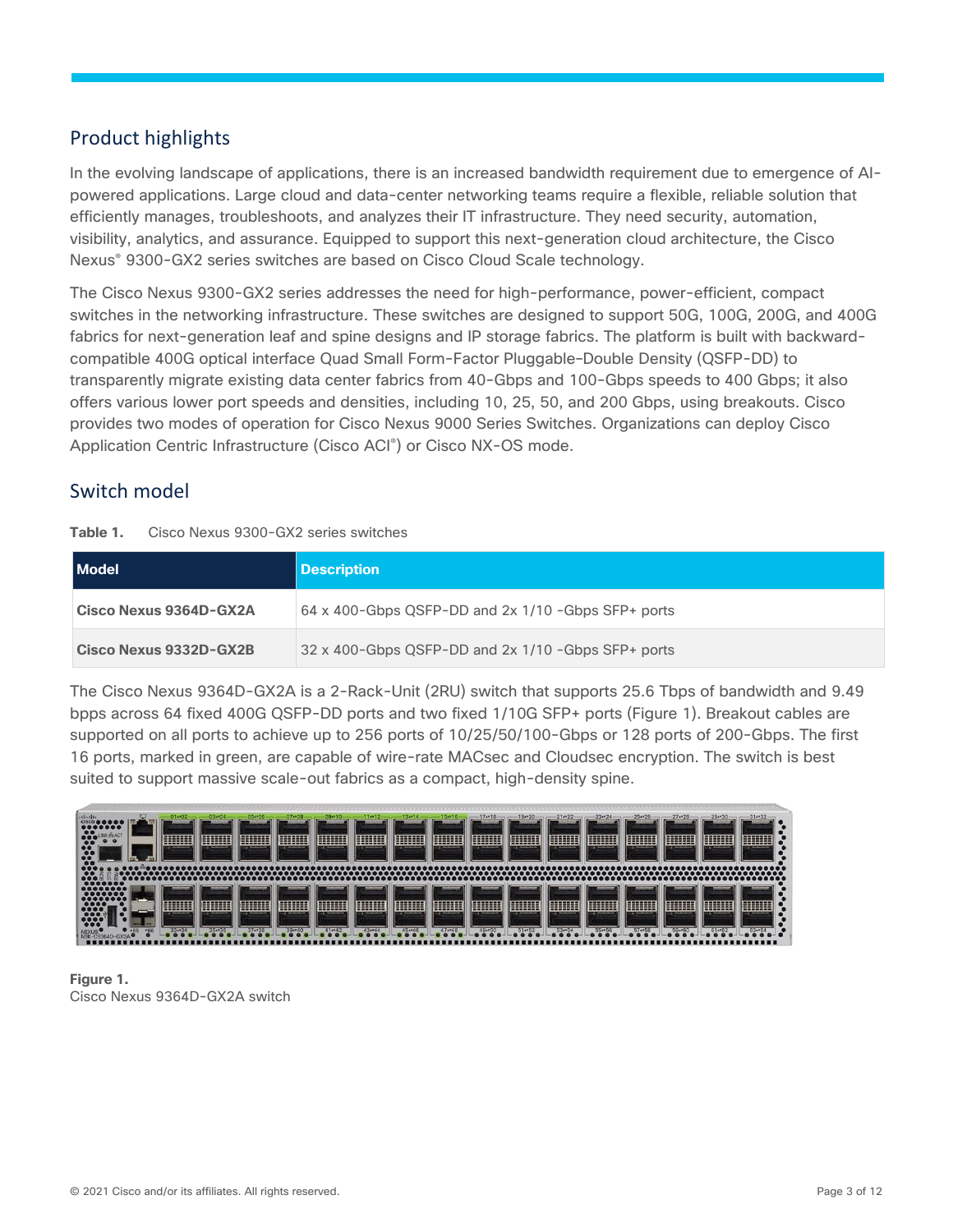## Product highlights

In the evolving landscape of applications, there is an increased bandwidth requirement due to emergence of AI-powered applications. Large cloud and data-center networking teams require a flexible, reliable solution that efficiently manages, troubleshoots, and analyzes their IT infrastructure. They need security, automation, visibility, analytics, and assurance. Equipped to support this next-generation cloud architecture, the Cisco Nexus® 9300-GX2 series switches are based on Cisco Cloud Scale technology.

The Cisco Nexus 9300-GX2 series addresses the need for high-performance, power-efficient, compact switches in the networking infrastructure. These switches are designed to support 50G, 100G, 200G, and 400G fabrics for next-generation leaf and spine designs and IP storage fabrics. The platform is built with backward-compatible 400G optical interface Quad Small Form-Factor Pluggable–Double Density (QSFP-DD) to transparently migrate existing data center fabrics from 40-Gbps and 100-Gbps speeds to 400 Gbps; it also offers various lower port speeds and densities, including 10, 25, 50, and 200 Gbps, using breakouts. Cisco provides two modes of operation for Cisco Nexus 9000 Series Switches. Organizations can deploy Cisco Application Centric Infrastructure (Cisco ACI®) or Cisco NX-OS mode.

## Switch model

**Table 1.** Cisco Nexus 9300-GX2 series switches

| Model | Description |
| --- | --- |
| **Cisco Nexus 9364D-GX2A** | 64 x 400-Gbps QSFP-DD and 2x 1/10 -Gbps SFP+ ports |
| **Cisco Nexus 9332D-GX2B** | 32 x 400-Gbps QSFP-DD and 2x 1/10 -Gbps SFP+ ports |

The Cisco Nexus 9364D-GX2A is a 2-Rack-Unit (2RU) switch that supports 25.6 Tbps of bandwidth and 9.49 bpps across 64 fixed 400G QSFP-DD ports and two fixed 1/10G SFP+ ports (Figure 1). Breakout cables are supported on all ports to achieve up to 256 ports of 10/25/50/100-Gbps or 128 ports of 200-Gbps. The first 16 ports, marked in green, are capable of wire-rate MACsec and Cloudsec encryption. The switch is best suited to support massive scale-out fabrics as a compact, high-density spine.

**Figure 1.**
Cisco Nexus 9364D-GX2A switch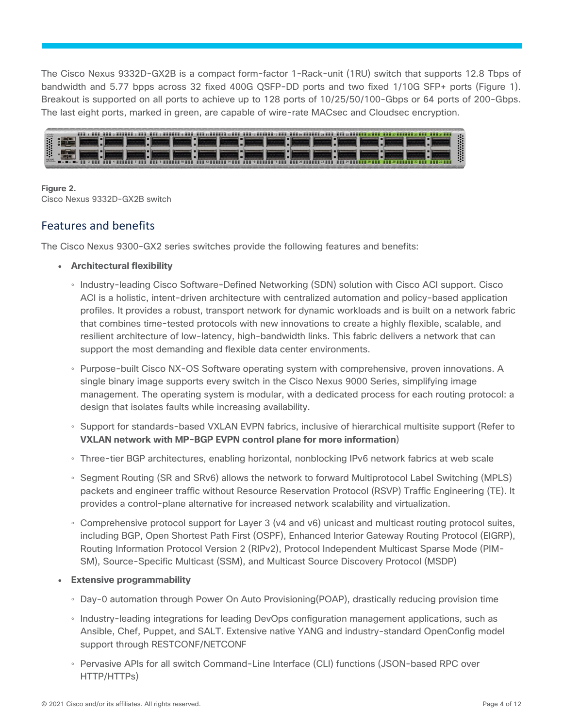The Cisco Nexus 9332D-GX2B is a compact form-factor 1-Rack-unit (1RU) switch that supports 12.8 Tbps of bandwidth and 5.77 bpps across 32 fixed 400G QSFP-DD ports and two fixed 1/10G SFP+ ports (Figure 1). Breakout is supported on all ports to achieve up to 128 ports of 10/25/50/100-Gbps or 64 ports of 200-Gbps. The last eight ports, marked in green, are capable of wire-rate MACsec and Cloudsec encryption.

**Figure 2.**
Cisco Nexus 9332D-GX2B switch

## Features and benefits

The Cisco Nexus 9300-GX2 series switches provide the following features and benefits:

- **Architectural flexibility**
  - Industry-leading Cisco Software-Defined Networking (SDN) solution with Cisco ACI support. Cisco ACI is a holistic, intent-driven architecture with centralized automation and policy-based application profiles. It provides a robust, transport network for dynamic workloads and is built on a network fabric that combines time-tested protocols with new innovations to create a highly flexible, scalable, and resilient architecture of low-latency, high-bandwidth links. This fabric delivers a network that can support the most demanding and flexible data center environments.
  - Purpose-built Cisco NX-OS Software operating system with comprehensive, proven innovations. A single binary image supports every switch in the Cisco Nexus 9000 Series, simplifying image management. The operating system is modular, with a dedicated process for each routing protocol: a design that isolates faults while increasing availability.
  - Support for standards-based VXLAN EVPN fabrics, inclusive of hierarchical multisite support (Refer to **VXLAN network with MP-BGP EVPN control plane for more information**)
  - Three-tier BGP architectures, enabling horizontal, nonblocking IPv6 network fabrics at web scale
  - Segment Routing (SR and SRv6) allows the network to forward Multiprotocol Label Switching (MPLS) packets and engineer traffic without Resource Reservation Protocol (RSVP) Traffic Engineering (TE). It provides a control-plane alternative for increased network scalability and virtualization.
  - Comprehensive protocol support for Layer 3 (v4 and v6) unicast and multicast routing protocol suites, including BGP, Open Shortest Path First (OSPF), Enhanced Interior Gateway Routing Protocol (EIGRP), Routing Information Protocol Version 2 (RIPv2), Protocol Independent Multicast Sparse Mode (PIM-SM), Source-Specific Multicast (SSM), and Multicast Source Discovery Protocol (MSDP)
- **Extensive programmability**
  - Day-0 automation through Power On Auto Provisioning(POAP), drastically reducing provision time
  - Industry-leading integrations for leading DevOps configuration management applications, such as Ansible, Chef, Puppet, and SALT. Extensive native YANG and industry-standard OpenConfig model support through RESTCONF/NETCONF
  - Pervasive APIs for all switch Command-Line Interface (CLI) functions (JSON-based RPC over HTTP/HTTPs)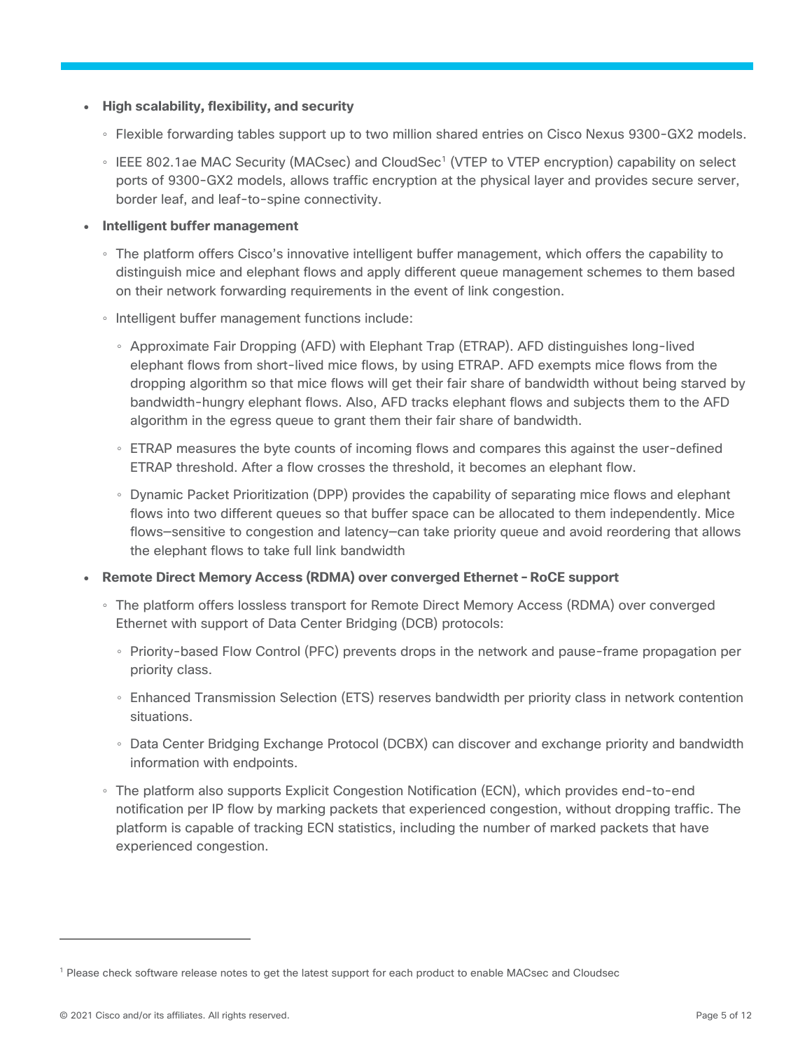- **High scalability, flexibility, and security**
  - Flexible forwarding tables support up to two million shared entries on Cisco Nexus 9300-GX2 models.
  - IEEE 802.1ae MAC Security (MACsec) and CloudSec[1] (VTEP to VTEP encryption) capability on select ports of 9300-GX2 models, allows traffic encryption at the physical layer and provides secure server, border leaf, and leaf-to-spine connectivity.
- **Intelligent buffer management**
  - The platform offers Cisco's innovative intelligent buffer management, which offers the capability to distinguish mice and elephant flows and apply different queue management schemes to them based on their network forwarding requirements in the event of link congestion.
  - Intelligent buffer management functions include:
    - Approximate Fair Dropping (AFD) with Elephant Trap (ETRAP). AFD distinguishes long-lived elephant flows from short-lived mice flows, by using ETRAP. AFD exempts mice flows from the dropping algorithm so that mice flows will get their fair share of bandwidth without being starved by bandwidth-hungry elephant flows. Also, AFD tracks elephant flows and subjects them to the AFD algorithm in the egress queue to grant them their fair share of bandwidth.
    - ETRAP measures the byte counts of incoming flows and compares this against the user-defined ETRAP threshold. After a flow crosses the threshold, it becomes an elephant flow.
    - Dynamic Packet Prioritization (DPP) provides the capability of separating mice flows and elephant flows into two different queues so that buffer space can be allocated to them independently. Mice flows—sensitive to congestion and latency—can take priority queue and avoid reordering that allows the elephant flows to take full link bandwidth
- **Remote Direct Memory Access (RDMA) over converged Ethernet – RoCE support**
  - The platform offers lossless transport for Remote Direct Memory Access (RDMA) over converged Ethernet with support of Data Center Bridging (DCB) protocols:
    - Priority-based Flow Control (PFC) prevents drops in the network and pause-frame propagation per priority class.
    - Enhanced Transmission Selection (ETS) reserves bandwidth per priority class in network contention situations.
    - Data Center Bridging Exchange Protocol (DCBX) can discover and exchange priority and bandwidth information with endpoints.
  - The platform also supports Explicit Congestion Notification (ECN), which provides end-to-end notification per IP flow by marking packets that experienced congestion, without dropping traffic. The platform is capable of tracking ECN statistics, including the number of marked packets that have experienced congestion.

[1] Please check software release notes to get the latest support for each product to enable MACsec and Cloudsec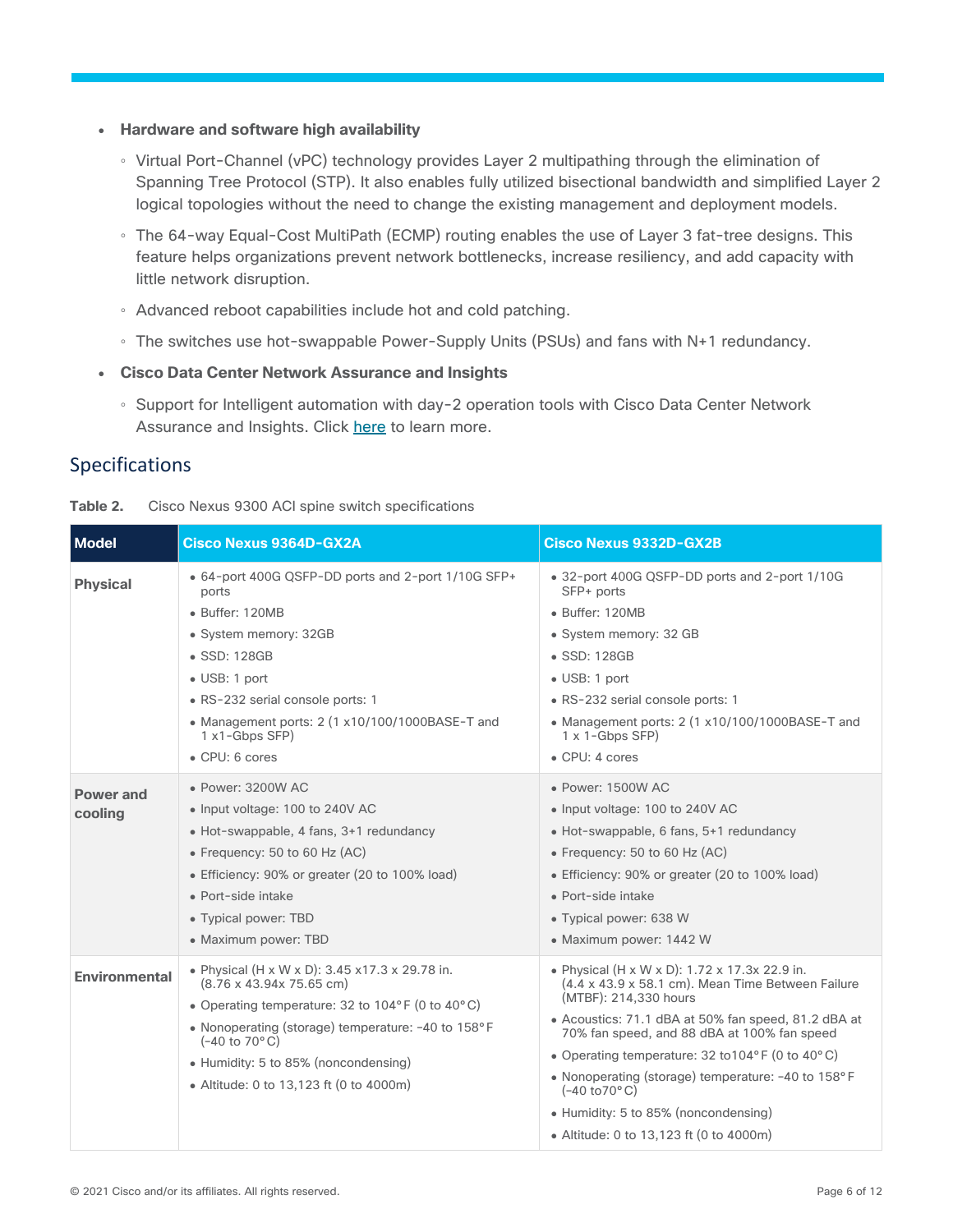- **Hardware and software high availability**
  - Virtual Port-Channel (vPC) technology provides Layer 2 multipathing through the elimination of Spanning Tree Protocol (STP). It also enables fully utilized bisectional bandwidth and simplified Layer 2 logical topologies without the need to change the existing management and deployment models.
  - The 64-way Equal-Cost MultiPath (ECMP) routing enables the use of Layer 3 fat-tree designs. This feature helps organizations prevent network bottlenecks, increase resiliency, and add capacity with little network disruption.
  - Advanced reboot capabilities include hot and cold patching.
  - The switches use hot-swappable Power-Supply Units (PSUs) and fans with N+1 redundancy.
- **Cisco Data Center Network Assurance and Insights**
  - Support for Intelligent automation with day-2 operation tools with Cisco Data Center Network Assurance and Insights. Click here to learn more.

## Specifications

**Table 2.** Cisco Nexus 9300 ACI spine switch specifications

| Model | Cisco Nexus 9364D-GX2A | Cisco Nexus 9332D-GX2B |
|---|---|---|
| **Physical** | • 64-port 400G QSFP-DD ports and 2-port 1/10G SFP+ ports<br>• Buffer: 120MB<br>• System memory: 32GB<br>• SSD: 128GB<br>• USB: 1 port<br>• RS-232 serial console ports: 1<br>• Management ports: 2 (1 x10/100/1000BASE-T and 1 x1-Gbps SFP)<br>• CPU: 6 cores | • 32-port 400G QSFP-DD ports and 2-port 1/10G SFP+ ports<br>• Buffer: 120MB<br>• System memory: 32 GB<br>• SSD: 128GB<br>• USB: 1 port<br>• RS-232 serial console ports: 1<br>• Management ports: 2 (1 x10/100/1000BASE-T and 1 x 1-Gbps SFP)<br>• CPU: 4 cores |
| **Power and cooling** | • Power: 3200W AC<br>• Input voltage: 100 to 240V AC<br>• Hot-swappable, 4 fans, 3+1 redundancy<br>• Frequency: 50 to 60 Hz (AC)<br>• Efficiency: 90% or greater (20 to 100% load)<br>• Port-side intake<br>• Typical power: TBD<br>• Maximum power: TBD | • Power: 1500W AC<br>• Input voltage: 100 to 240V AC<br>• Hot-swappable, 6 fans, 5+1 redundancy<br>• Frequency: 50 to 60 Hz (AC)<br>• Efficiency: 90% or greater (20 to 100% load)<br>• Port-side intake<br>• Typical power: 638 W<br>• Maximum power: 1442 W |
| **Environmental** | • Physical (H x W x D): 3.45 x17.3 x 29.78 in. (8.76 x 43.94x 75.65 cm)<br>• Operating temperature: 32 to 104°F (0 to 40°C)<br>• Nonoperating (storage) temperature: -40 to 158°F (-40 to 70°C)<br>• Humidity: 5 to 85% (noncondensing)<br>• Altitude: 0 to 13,123 ft (0 to 4000m) | • Physical (H x W x D): 1.72 x 17.3x 22.9 in. (4.4 x 43.9 x 58.1 cm). Mean Time Between Failure (MTBF): 214,330 hours<br>• Acoustics: 71.1 dBA at 50% fan speed, 81.2 dBA at 70% fan speed, and 88 dBA at 100% fan speed<br>• Operating temperature: 32 to104°F (0 to 40°C)<br>• Nonoperating (storage) temperature: -40 to 158°F (-40 to70°C)<br>• Humidity: 5 to 85% (noncondensing)<br>• Altitude: 0 to 13,123 ft (0 to 4000m) |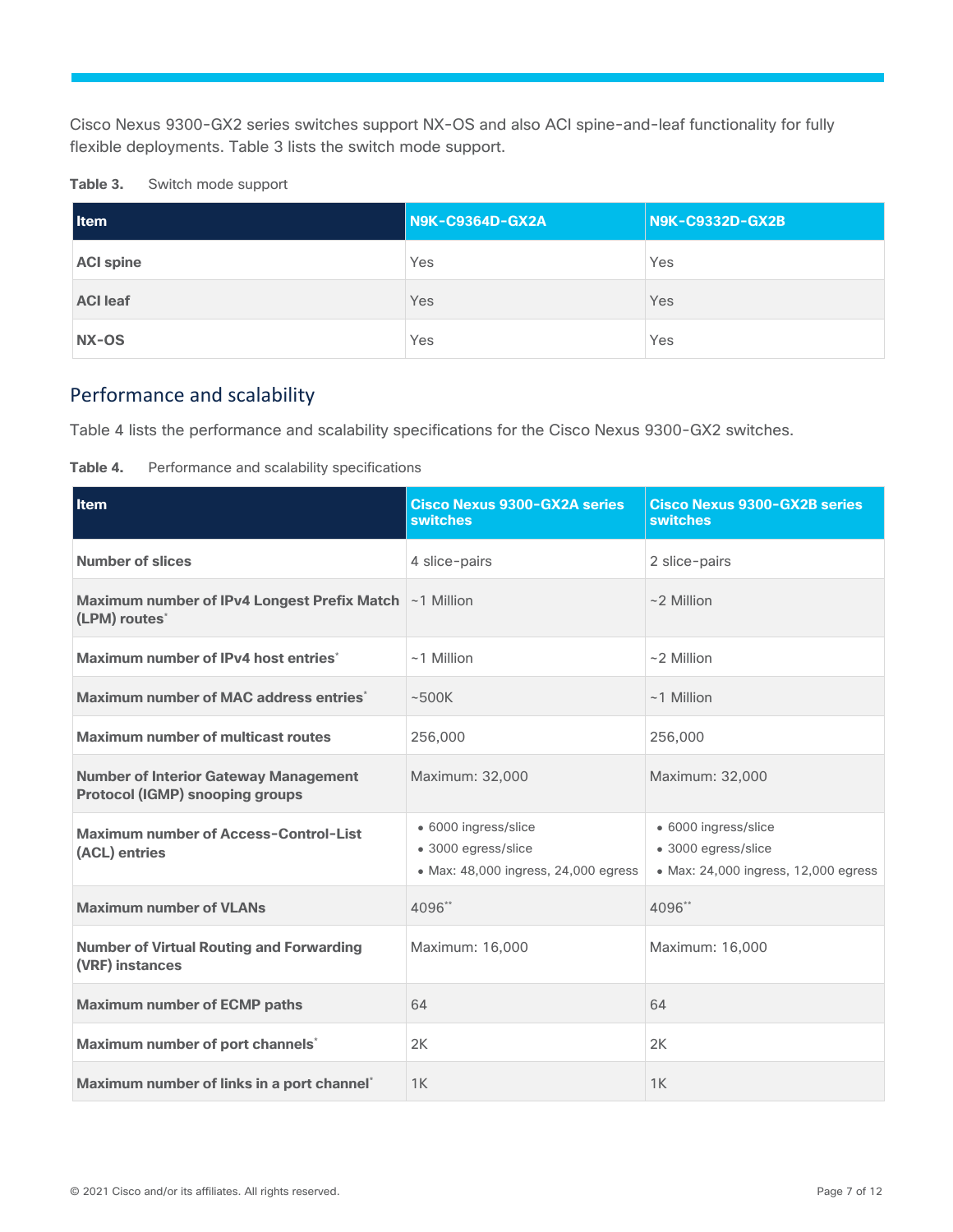Cisco Nexus 9300-GX2 series switches support NX-OS and also ACI spine-and-leaf functionality for fully flexible deployments. Table 3 lists the switch mode support.

**Table 3.** Switch mode support

| Item | N9K-C9364D-GX2A | N9K-C9332D-GX2B |
|---|---|---|
| **ACI spine** | Yes | Yes |
| **ACI leaf** | Yes | Yes |
| **NX-OS** | Yes | Yes |

## Performance and scalability

Table 4 lists the performance and scalability specifications for the Cisco Nexus 9300-GX2 switches.

**Table 4.** Performance and scalability specifications

| Item | Cisco Nexus 9300-GX2A series switches | Cisco Nexus 9300-GX2B series switches |
|---|---|---|
| **Number of slices** | 4 slice-pairs | 2 slice-pairs |
| **Maximum number of IPv4 Longest Prefix Match (LPM) routes*** | ~1 Million | ~2 Million |
| **Maximum number of IPv4 host entries*** | ~1 Million | ~2 Million |
| **Maximum number of MAC address entries*** | ~500K | ~1 Million |
| **Maximum number of multicast routes** | 256,000 | 256,000 |
| **Number of Interior Gateway Management Protocol (IGMP) snooping groups** | Maximum: 32,000 | Maximum: 32,000 |
| **Maximum number of Access-Control-List (ACL) entries** | • 6000 ingress/slice<br>• 3000 egress/slice<br>• Max: 48,000 ingress, 24,000 egress | • 6000 ingress/slice<br>• 3000 egress/slice<br>• Max: 24,000 ingress, 12,000 egress |
| **Maximum number of VLANs** | 4096** | 4096** |
| **Number of Virtual Routing and Forwarding (VRF) instances** | Maximum: 16,000 | Maximum: 16,000 |
| **Maximum number of ECMP paths** | 64 | 64 |
| **Maximum number of port channels*** | 2K | 2K |
| **Maximum number of links in a port channel*** | 1K | 1K |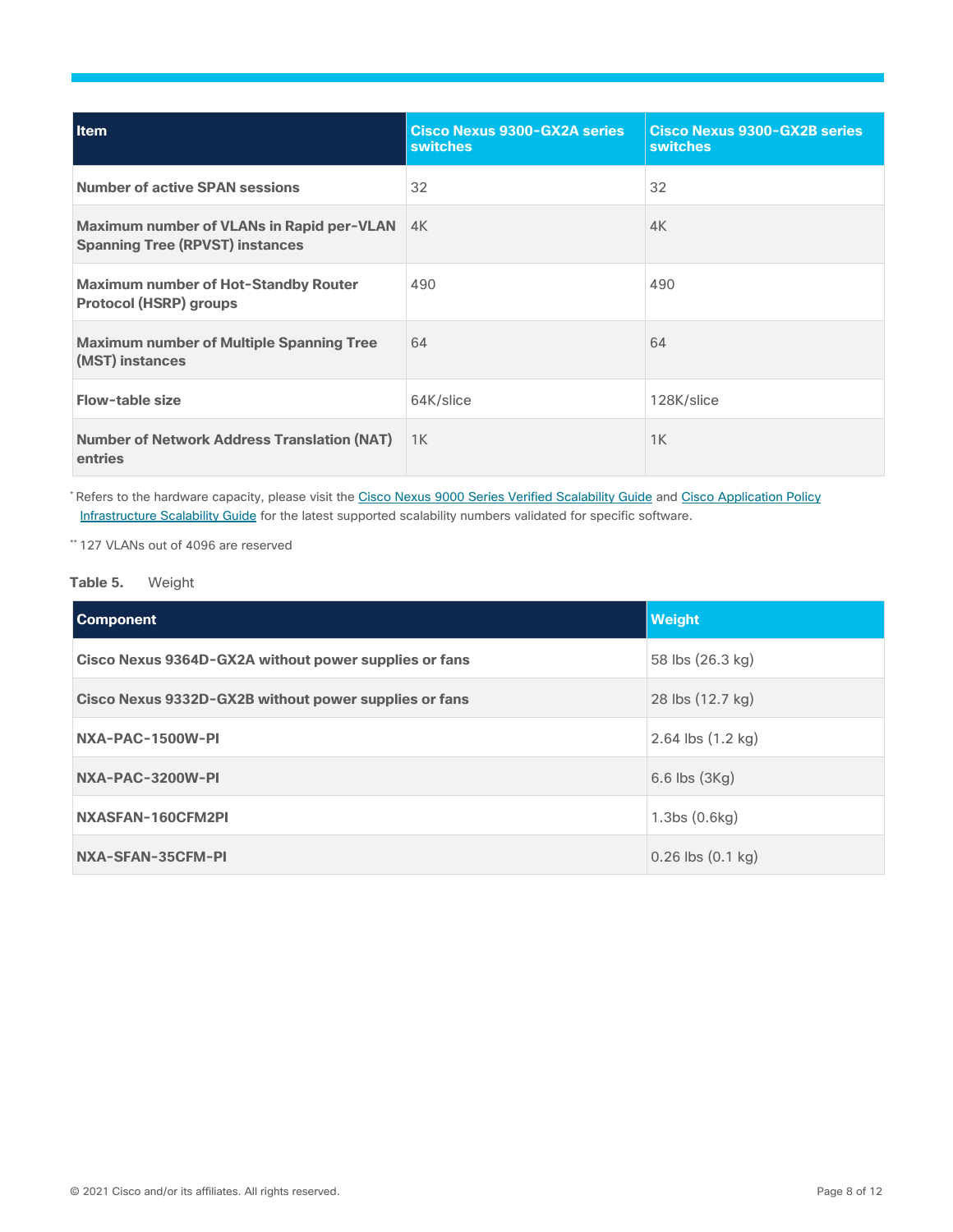| Item | Cisco Nexus 9300-GX2A series switches | Cisco Nexus 9300-GX2B series switches |
| --- | --- | --- |
| **Number of active SPAN sessions** | 32 | 32 |
| **Maximum number of VLANs in Rapid per-VLAN Spanning Tree (RPVST) instances** | 4K | 4K |
| **Maximum number of Hot-Standby Router Protocol (HSRP) groups** | 490 | 490 |
| **Maximum number of Multiple Spanning Tree (MST) instances** | 64 | 64 |
| **Flow-table size** | 64K/slice | 128K/slice |
| **Number of Network Address Translation (NAT) entries** | 1K | 1K |

* Refers to the hardware capacity, please visit the Cisco Nexus 9000 Series Verified Scalability Guide and Cisco Application Policy Infrastructure Scalability Guide for the latest supported scalability numbers validated for specific software.

** 127 VLANs out of 4096 are reserved

**Table 5.** Weight

| Component | Weight |
| --- | --- |
| **Cisco Nexus 9364D-GX2A without power supplies or fans** | 58 lbs (26.3 kg) |
| **Cisco Nexus 9332D-GX2B without power supplies or fans** | 28 lbs (12.7 kg) |
| **NXA-PAC-1500W-PI** | 2.64 lbs (1.2 kg) |
| **NXA-PAC-3200W-PI** | 6.6 lbs (3Kg) |
| **NXASFAN-160CFM2PI** | 1.3bs (0.6kg) |
| **NXA-SFAN-35CFM-PI** | 0.26 lbs (0.1 kg) |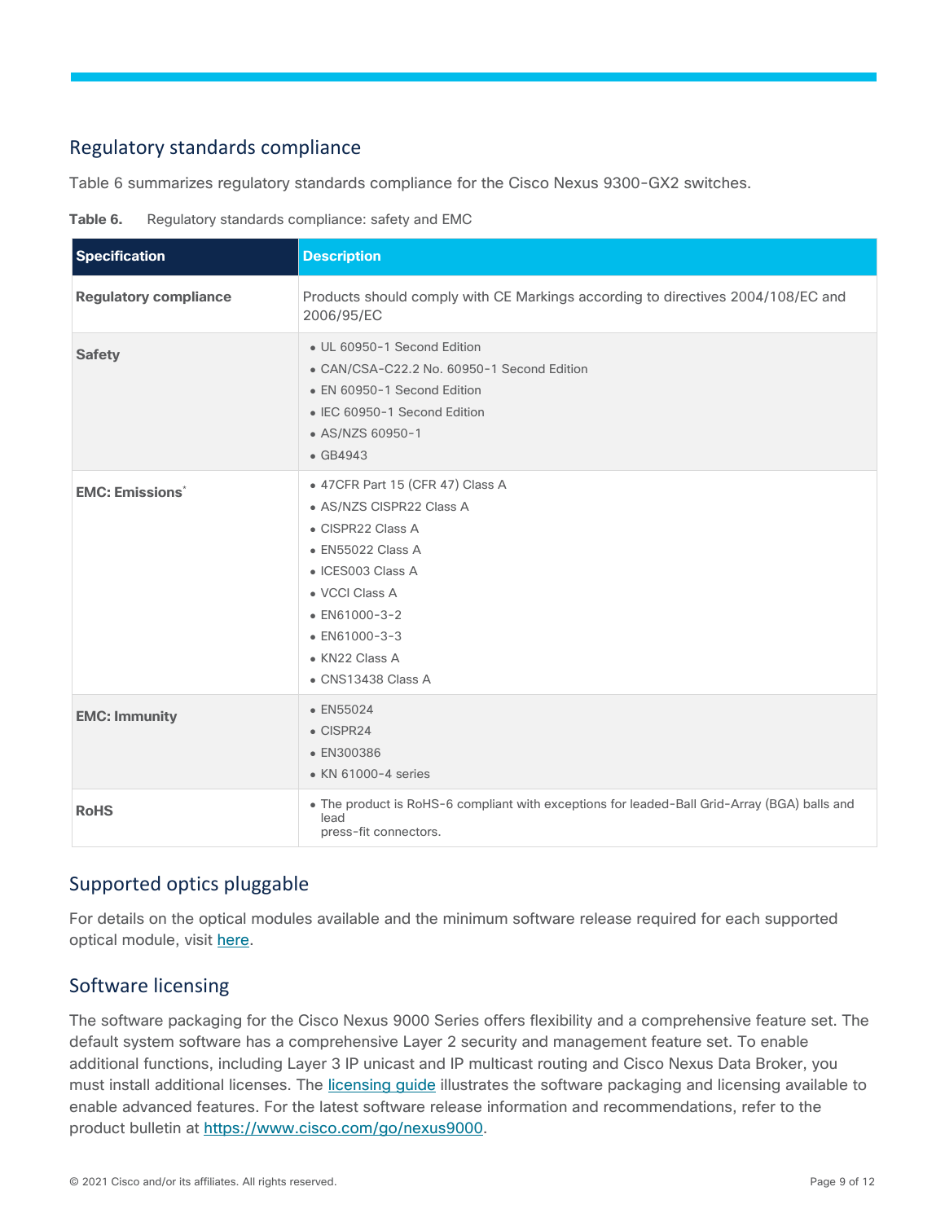## Regulatory standards compliance

Table 6 summarizes regulatory standards compliance for the Cisco Nexus 9300-GX2 switches.

**Table 6.** Regulatory standards compliance: safety and EMC

| Specification | Description |
|---|---|
| **Regulatory compliance** | Products should comply with CE Markings according to directives 2004/108/EC and 2006/95/EC |
| **Safety** | • UL 60950-1 Second Edition<br>• CAN/CSA-C22.2 No. 60950-1 Second Edition<br>• EN 60950-1 Second Edition<br>• IEC 60950-1 Second Edition<br>• AS/NZS 60950-1<br>• GB4943 |
| **EMC: Emissions*** | • 47CFR Part 15 (CFR 47) Class A<br>• AS/NZS CISPR22 Class A<br>• CISPR22 Class A<br>• EN55022 Class A<br>• ICES003 Class A<br>• VCCI Class A<br>• EN61000-3-2<br>• EN61000-3-3<br>• KN22 Class A<br>• CNS13438 Class A |
| **EMC: Immunity** | • EN55024<br>• CISPR24<br>• EN300386<br>• KN 61000-4 series |
| **RoHS** | • The product is RoHS-6 compliant with exceptions for leaded-Ball Grid-Array (BGA) balls and lead press-fit connectors. |

## Supported optics pluggable

For details on the optical modules available and the minimum software release required for each supported optical module, visit here.

## Software licensing

The software packaging for the Cisco Nexus 9000 Series offers flexibility and a comprehensive feature set. The default system software has a comprehensive Layer 2 security and management feature set. To enable additional functions, including Layer 3 IP unicast and IP multicast routing and Cisco Nexus Data Broker, you must install additional licenses. The licensing guide illustrates the software packaging and licensing available to enable advanced features. For the latest software release information and recommendations, refer to the product bulletin at https://www.cisco.com/go/nexus9000.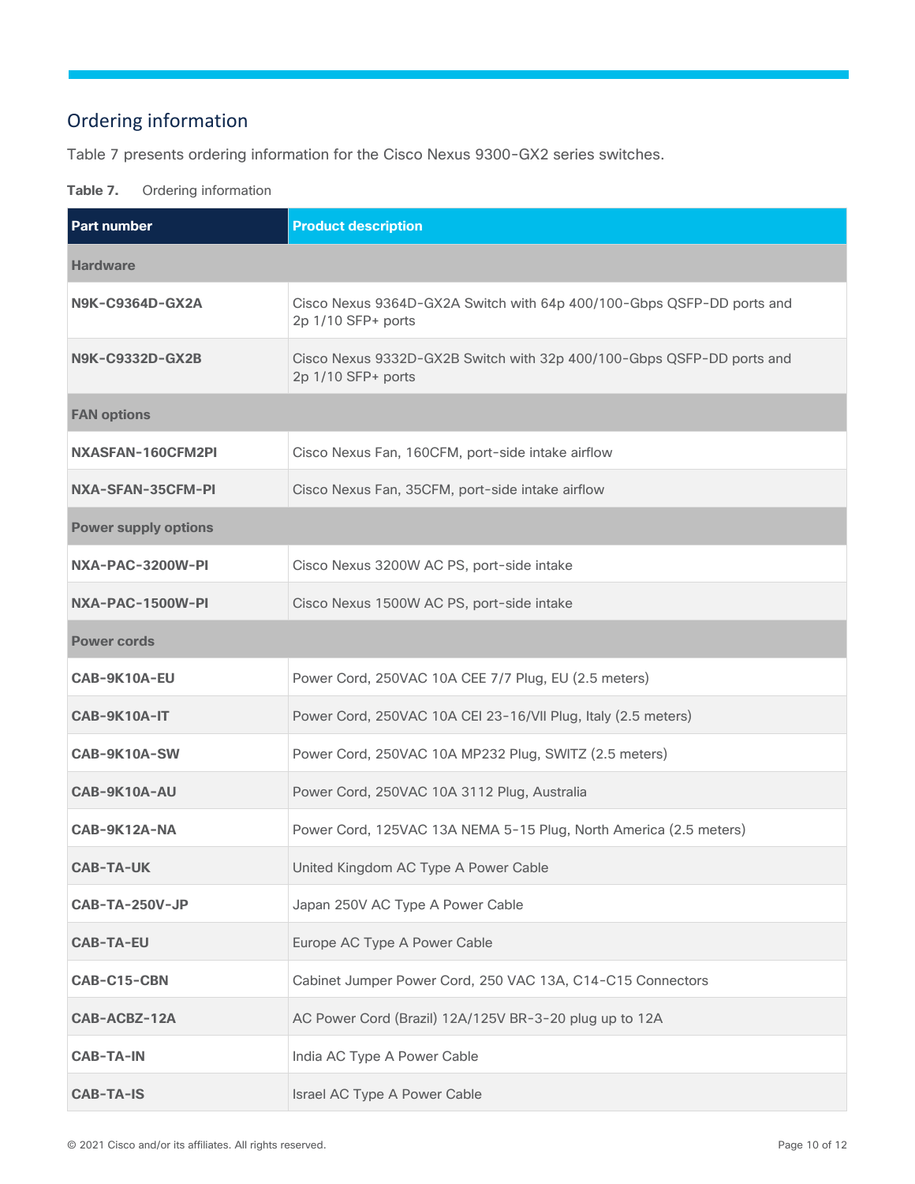## Ordering information

Table 7 presents ordering information for the Cisco Nexus 9300-GX2 series switches.

**Table 7.** Ordering information

| Part number | Product description |
| --- | --- |
| **Hardware** | |
| **N9K-C9364D-GX2A** | Cisco Nexus 9364D-GX2A Switch with 64p 400/100-Gbps QSFP-DD ports and 2p 1/10 SFP+ ports |
| **N9K-C9332D-GX2B** | Cisco Nexus 9332D-GX2B Switch with 32p 400/100-Gbps QSFP-DD ports and 2p 1/10 SFP+ ports |
| **FAN options** | |
| **NXASFAN-160CFM2PI** | Cisco Nexus Fan, 160CFM, port-side intake airflow |
| **NXA-SFAN-35CFM-PI** | Cisco Nexus Fan, 35CFM, port-side intake airflow |
| **Power supply options** | |
| **NXA-PAC-3200W-PI** | Cisco Nexus 3200W AC PS, port-side intake |
| **NXA-PAC-1500W-PI** | Cisco Nexus 1500W AC PS, port-side intake |
| **Power cords** | |
| **CAB-9K10A-EU** | Power Cord, 250VAC 10A CEE 7/7 Plug, EU (2.5 meters) |
| **CAB-9K10A-IT** | Power Cord, 250VAC 10A CEI 23-16/VII Plug, Italy (2.5 meters) |
| **CAB-9K10A-SW** | Power Cord, 250VAC 10A MP232 Plug, SWITZ (2.5 meters) |
| **CAB-9K10A-AU** | Power Cord, 250VAC 10A 3112 Plug, Australia |
| **CAB-9K12A-NA** | Power Cord, 125VAC 13A NEMA 5-15 Plug, North America (2.5 meters) |
| **CAB-TA-UK** | United Kingdom AC Type A Power Cable |
| **CAB-TA-250V-JP** | Japan 250V AC Type A Power Cable |
| **CAB-TA-EU** | Europe AC Type A Power Cable |
| **CAB-C15-CBN** | Cabinet Jumper Power Cord, 250 VAC 13A, C14-C15 Connectors |
| **CAB-ACBZ-12A** | AC Power Cord (Brazil) 12A/125V BR-3-20 plug up to 12A |
| **CAB-TA-IN** | India AC Type A Power Cable |
| **CAB-TA-IS** | Israel AC Type A Power Cable |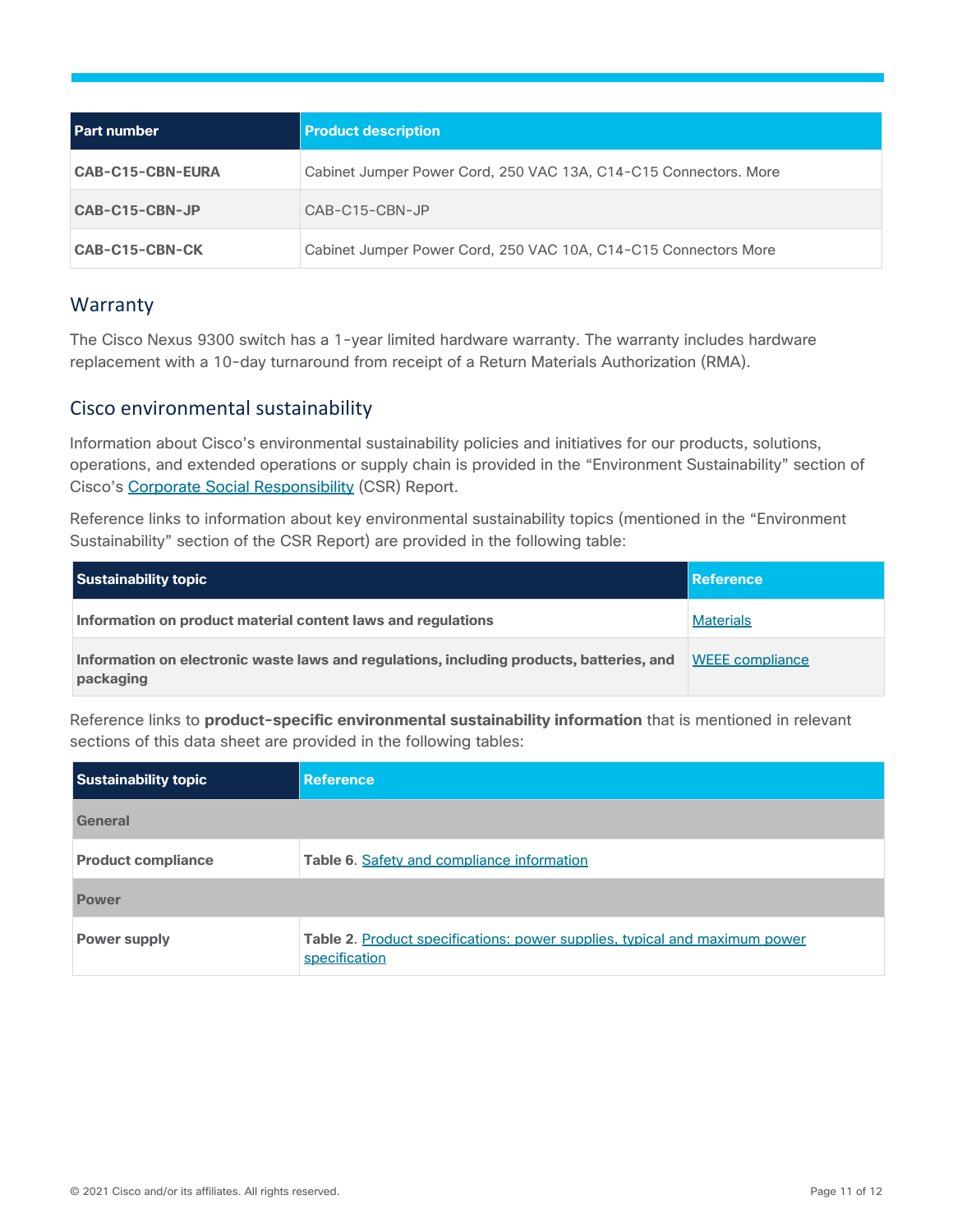| Part number | Product description |
| --- | --- |
| **CAB-C15-CBN-EURA** | Cabinet Jumper Power Cord, 250 VAC 13A, C14-C15 Connectors. More |
| **CAB-C15-CBN-JP** | CAB-C15-CBN-JP |
| **CAB-C15-CBN-CK** | Cabinet Jumper Power Cord, 250 VAC 10A, C14-C15 Connectors More |

## Warranty

The Cisco Nexus 9300 switch has a 1-year limited hardware warranty. The warranty includes hardware replacement with a 10-day turnaround from receipt of a Return Materials Authorization (RMA).

## Cisco environmental sustainability

Information about Cisco's environmental sustainability policies and initiatives for our products, solutions, operations, and extended operations or supply chain is provided in the "Environment Sustainability" section of Cisco's Corporate Social Responsibility (CSR) Report.

Reference links to information about key environmental sustainability topics (mentioned in the "Environment Sustainability" section of the CSR Report) are provided in the following table:

| Sustainability topic | Reference |
| --- | --- |
| **Information on product material content laws and regulations** | Materials |
| **Information on electronic waste laws and regulations, including products, batteries, and packaging** | WEEE compliance |

Reference links to **product-specific environmental sustainability information** that is mentioned in relevant sections of this data sheet are provided in the following tables:

| Sustainability topic | Reference |
| --- | --- |
| **General** | |
| **Product compliance** | **Table 6**. Safety and compliance information |
| **Power** | |
| **Power supply** | **Table 2**. Product specifications: power supplies, typical and maximum power specification |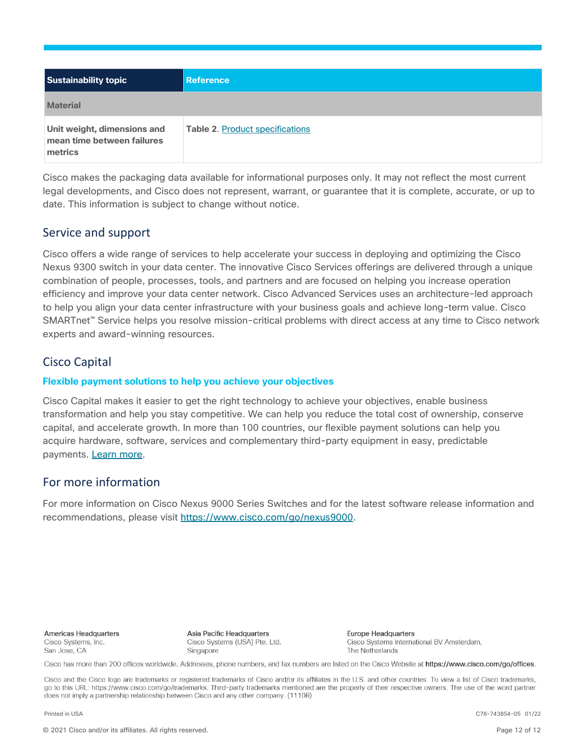| Sustainability topic | Reference |
| --- | --- |
| **Material** | |
| **Unit weight, dimensions and mean time between failures metrics** | **Table 2**. Product specifications |

Cisco makes the packaging data available for informational purposes only. It may not reflect the most current legal developments, and Cisco does not represent, warrant, or guarantee that it is complete, accurate, or up to date. This information is subject to change without notice.

## Service and support

Cisco offers a wide range of services to help accelerate your success in deploying and optimizing the Cisco Nexus 9300 switch in your data center. The innovative Cisco Services offerings are delivered through a unique combination of people, processes, tools, and partners and are focused on helping you increase operation efficiency and improve your data center network. Cisco Advanced Services uses an architecture-led approach to help you align your data center infrastructure with your business goals and achieve long-term value. Cisco SMARTnet™ Service helps you resolve mission-critical problems with direct access at any time to Cisco network experts and award-winning resources.

## Cisco Capital

### Flexible payment solutions to help you achieve your objectives

Cisco Capital makes it easier to get the right technology to achieve your objectives, enable business transformation and help you stay competitive. We can help you reduce the total cost of ownership, conserve capital, and accelerate growth. In more than 100 countries, our flexible payment solutions can help you acquire hardware, software, services and complementary third-party equipment in easy, predictable payments. Learn more.

## For more information

For more information on Cisco Nexus 9000 Series Switches and for the latest software release information and recommendations, please visit https://www.cisco.com/go/nexus9000.

Americas Headquarters
Cisco Systems, Inc.
San Jose, CA

Asia Pacific Headquarters
Cisco Systems (USA) Pte. Ltd.
Singapore

Europe Headquarters
Cisco Systems International BV Amsterdam,
The Netherlands

Cisco has more than 200 offices worldwide. Addresses, phone numbers, and fax numbers are listed on the Cisco Website at https://www.cisco.com/go/offices.

Cisco and the Cisco logo are trademarks or registered trademarks of Cisco and/or its affiliates in the U.S. and other countries. To view a list of Cisco trademarks, go to this URL: https://www.cisco.com/go/trademarks. Third-party trademarks mentioned are the property of their respective owners. The use of the word partner does not imply a partnership relationship between Cisco and any other company. (1110R)

Printed in USA

C78-743854-05 01/22

© 2021 Cisco and/or its affiliates. All rights reserved.